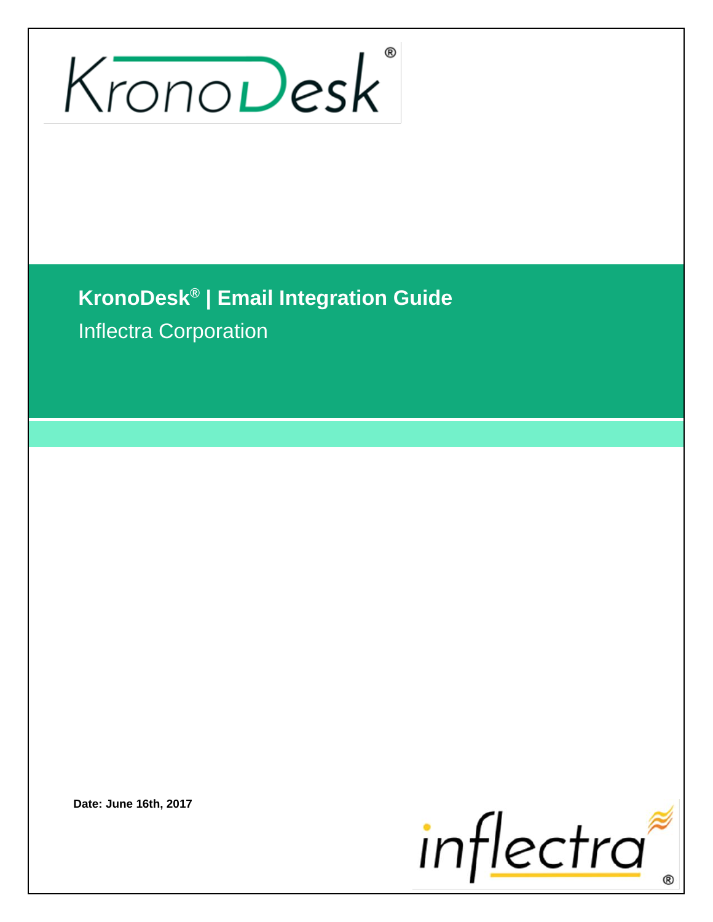# KronoDesk® | Email Integration Guide

Inflectra Corporation

**Date: June 16th, 2017**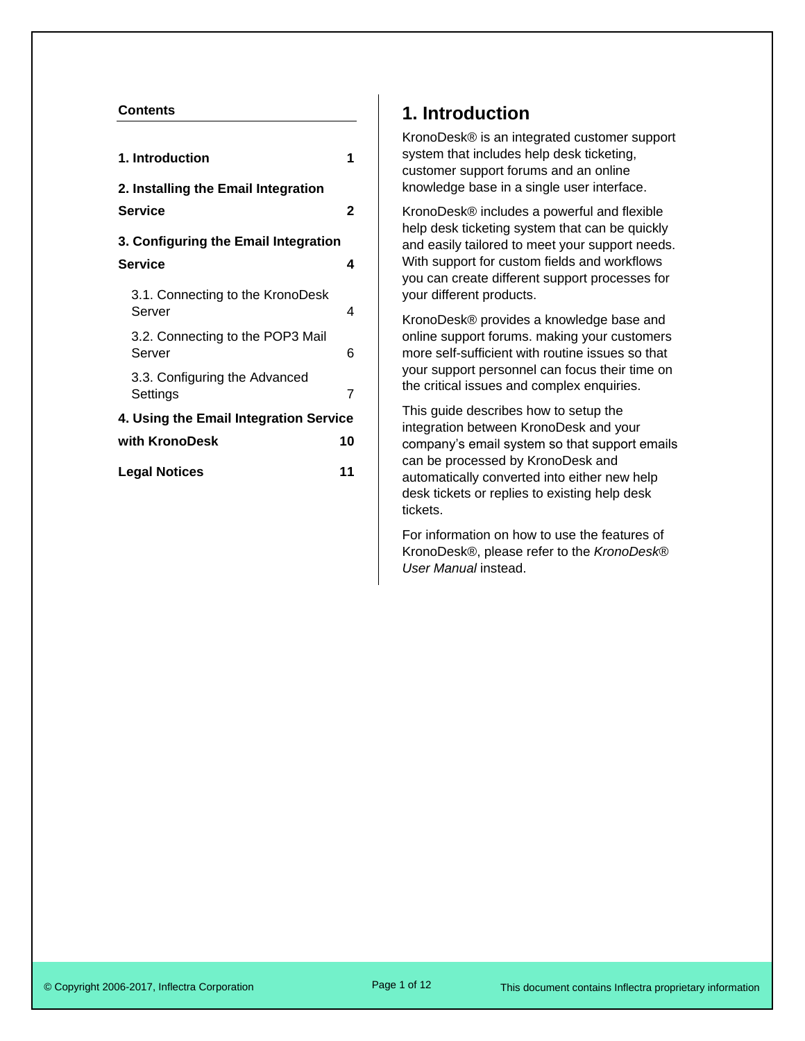**Contents**

| | |
|---|---|
| **1. Introduction** | **1** |
| **2. Installing the Email Integration Service** | **2** |
| **3. Configuring the Email Integration Service** | **4** |
| 3.1. Connecting to the KronoDesk Server | 4 |
| 3.2. Connecting to the POP3 Mail Server | 6 |
| 3.3. Configuring the Advanced Settings | 7 |
| **4. Using the Email Integration Service with KronoDesk** | **10** |
| **Legal Notices** | **11** |

# 1. Introduction

KronoDesk® is an integrated customer support system that includes help desk ticketing, customer support forums and an online knowledge base in a single user interface.

KronoDesk® includes a powerful and flexible help desk ticketing system that can be quickly and easily tailored to meet your support needs. With support for custom fields and workflows you can create different support processes for your different products.

KronoDesk® provides a knowledge base and online support forums. making your customers more self-sufficient with routine issues so that your support personnel can focus their time on the critical issues and complex enquiries.

This guide describes how to setup the integration between KronoDesk and your company's email system so that support emails can be processed by KronoDesk and automatically converted into either new help desk tickets or replies to existing help desk tickets.

For information on how to use the features of KronoDesk®, please refer to the *KronoDesk® User Manual* instead.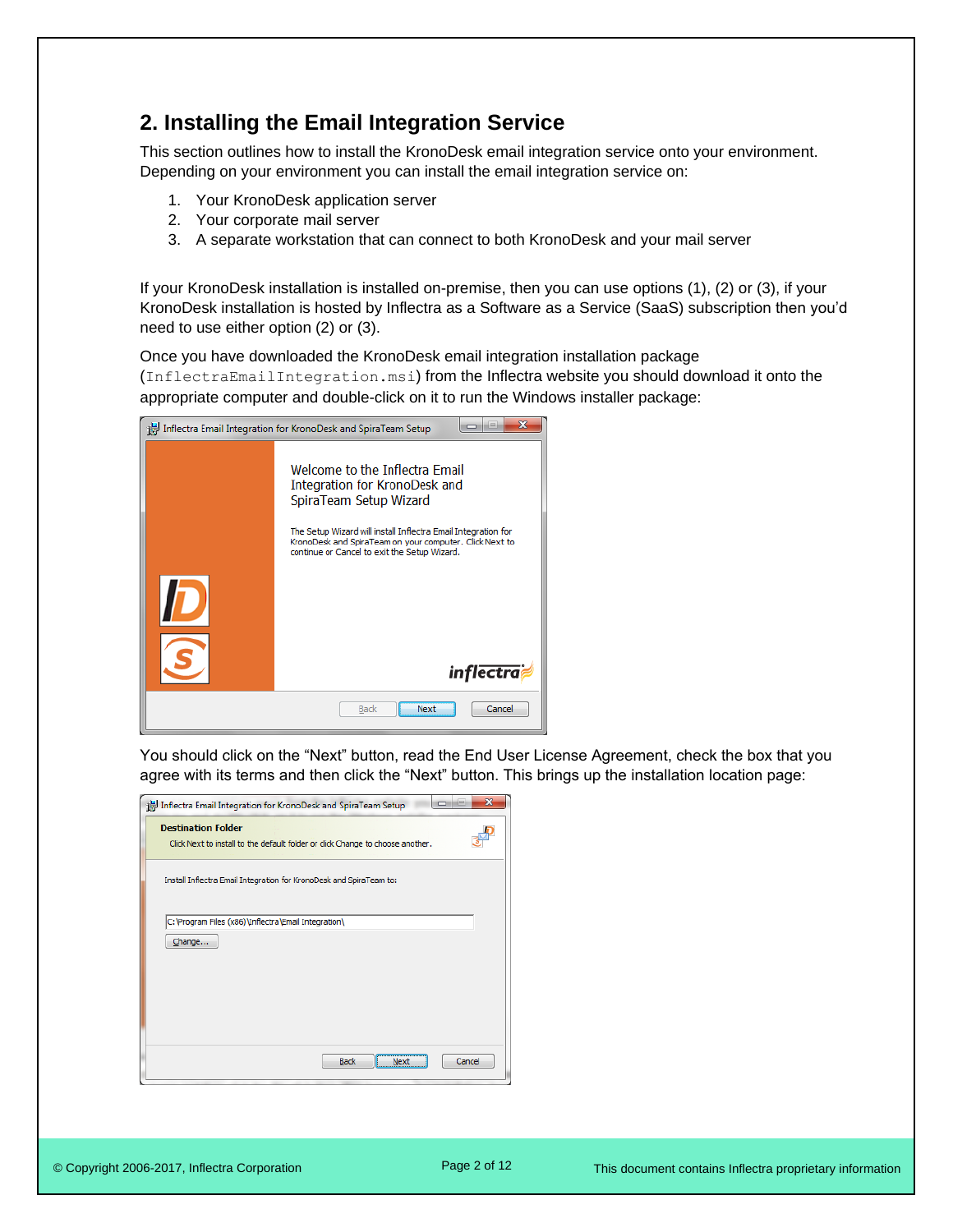## 2. Installing the Email Integration Service

This section outlines how to install the KronoDesk email integration service onto your environment. Depending on your environment you can install the email integration service on:

1. Your KronoDesk application server
2. Your corporate mail server
3. A separate workstation that can connect to both KronoDesk and your mail server

If your KronoDesk installation is installed on-premise, then you can use options (1), (2) or (3), if your KronoDesk installation is hosted by Inflectra as a Software as a Service (SaaS) subscription then you'd need to use either option (2) or (3).

Once you have downloaded the KronoDesk email integration installation package (`InflectraEmailIntegration.msi`) from the Inflectra website you should download it onto the appropriate computer and double-click on it to run the Windows installer package:

You should click on the "Next" button, read the End User License Agreement, check the box that you agree with its terms and then click the "Next" button. This brings up the installation location page: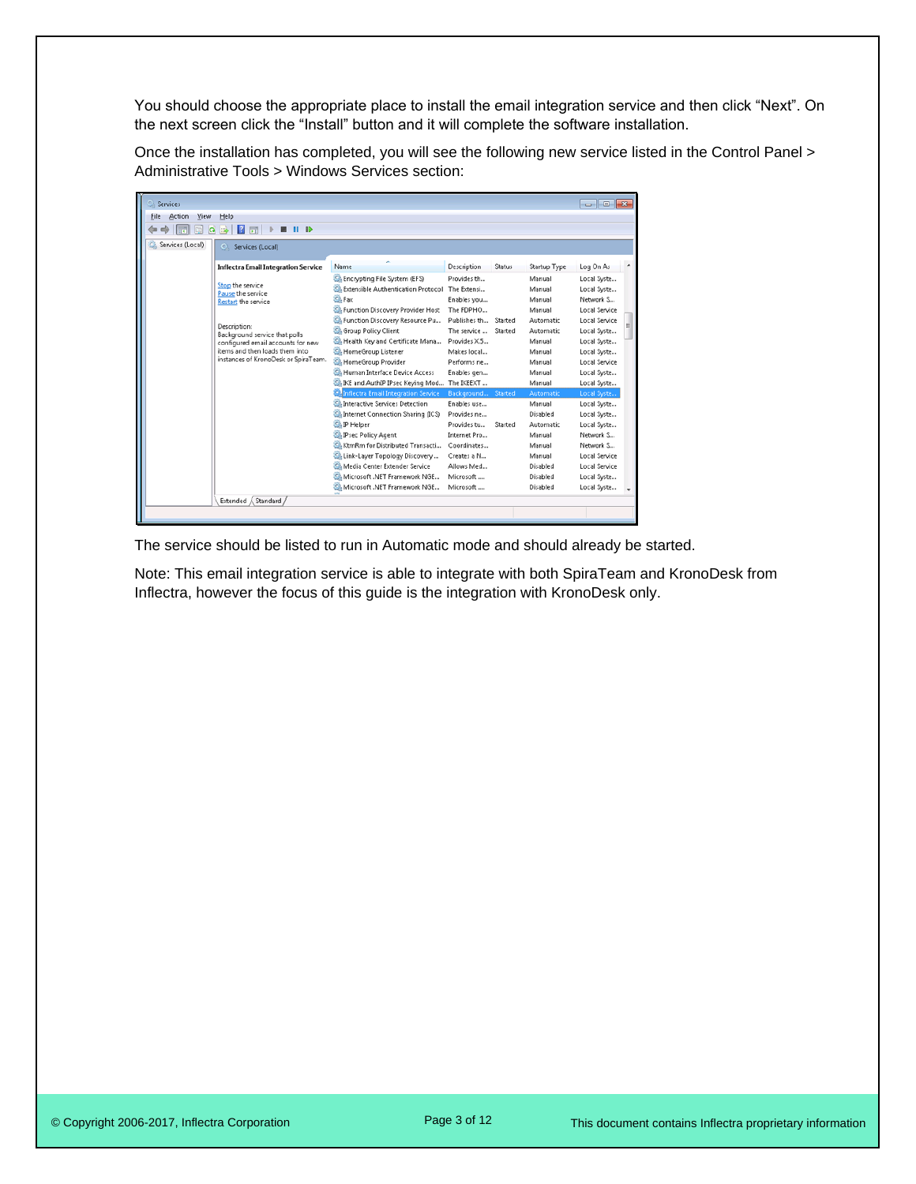You should choose the appropriate place to install the email integration service and then click “Next”. On the next screen click the “Install” button and it will complete the software installation.

Once the installation has completed, you will see the following new service listed in the Control Panel > Administrative Tools > Windows Services section:

The service should be listed to run in Automatic mode and should already be started.

Note: This email integration service is able to integrate with both SpiraTeam and KronoDesk from Inflectra, however the focus of this guide is the integration with KronoDesk only.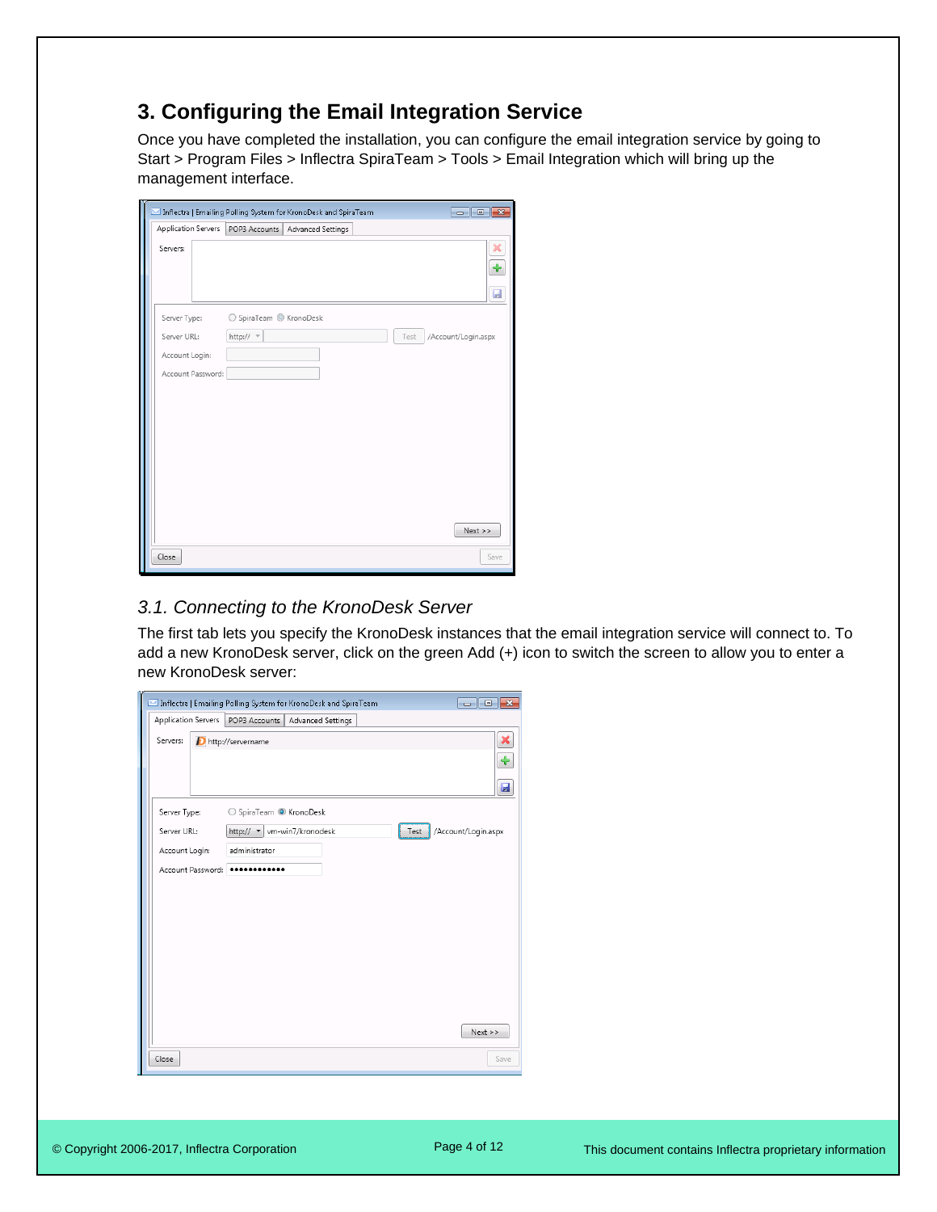## 3. Configuring the Email Integration Service

Once you have completed the installation, you can configure the email integration service by going to Start > Program Files > Inflectra SpiraTeam > Tools > Email Integration which will bring up the management interface.

### *3.1. Connecting to the KronoDesk Server*

The first tab lets you specify the KronoDesk instances that the email integration service will connect to. To add a new KronoDesk server, click on the green Add (+) icon to switch the screen to allow you to enter a new KronoDesk server: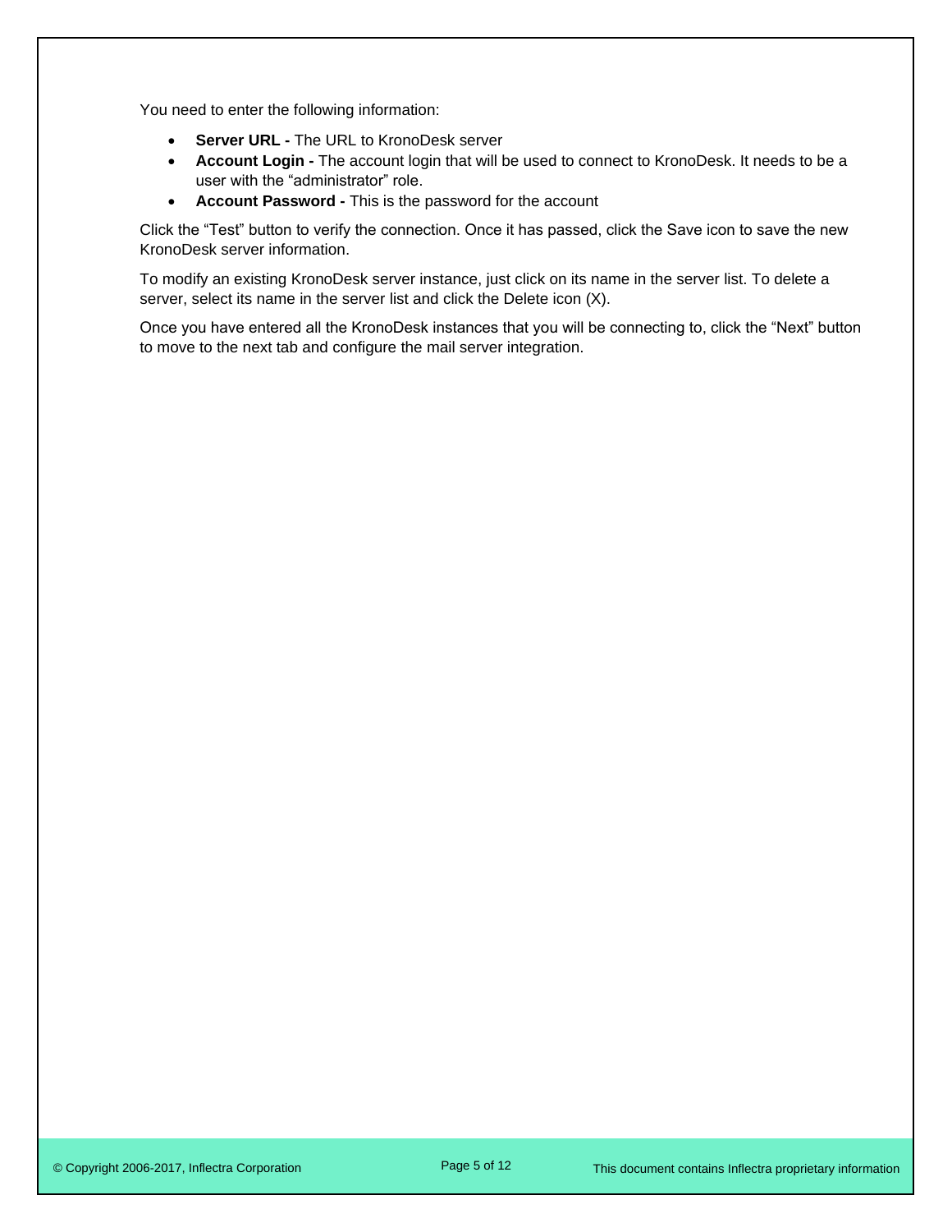You need to enter the following information:

- **Server URL -** The URL to KronoDesk server
- **Account Login -** The account login that will be used to connect to KronoDesk. It needs to be a user with the “administrator” role.
- **Account Password -** This is the password for the account

Click the “Test” button to verify the connection. Once it has passed, click the Save icon to save the new KronoDesk server information.

To modify an existing KronoDesk server instance, just click on its name in the server list. To delete a server, select its name in the server list and click the Delete icon (X).

Once you have entered all the KronoDesk instances that you will be connecting to, click the “Next” button to move to the next tab and configure the mail server integration.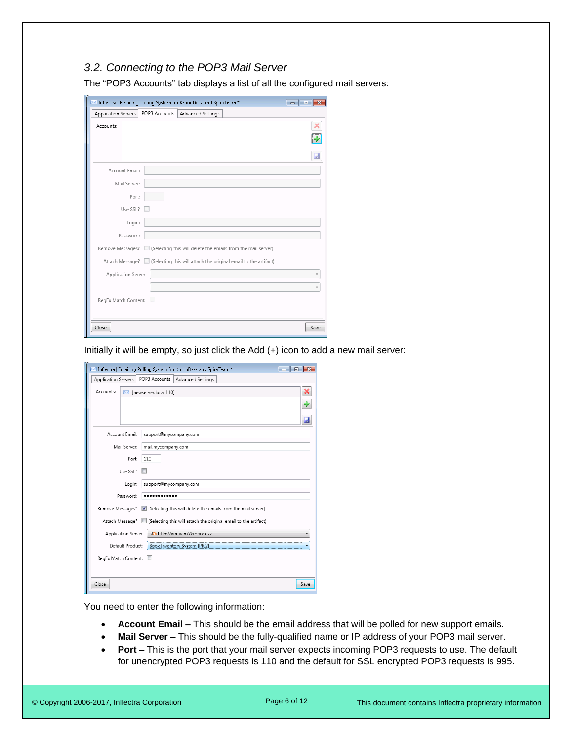### 3.2. Connecting to the POP3 Mail Server

The "POP3 Accounts" tab displays a list of all the configured mail servers:

Initially it will be empty, so just click the Add (+) icon to add a new mail server:

You need to enter the following information:

- **Account Email –** This should be the email address that will be polled for new support emails.
- **Mail Server –** This should be the fully-qualified name or IP address of your POP3 mail server.
- **Port –** This is the port that your mail server expects incoming POP3 requests to use. The default for unencrypted POP3 requests is 110 and the default for SSL encrypted POP3 requests is 995.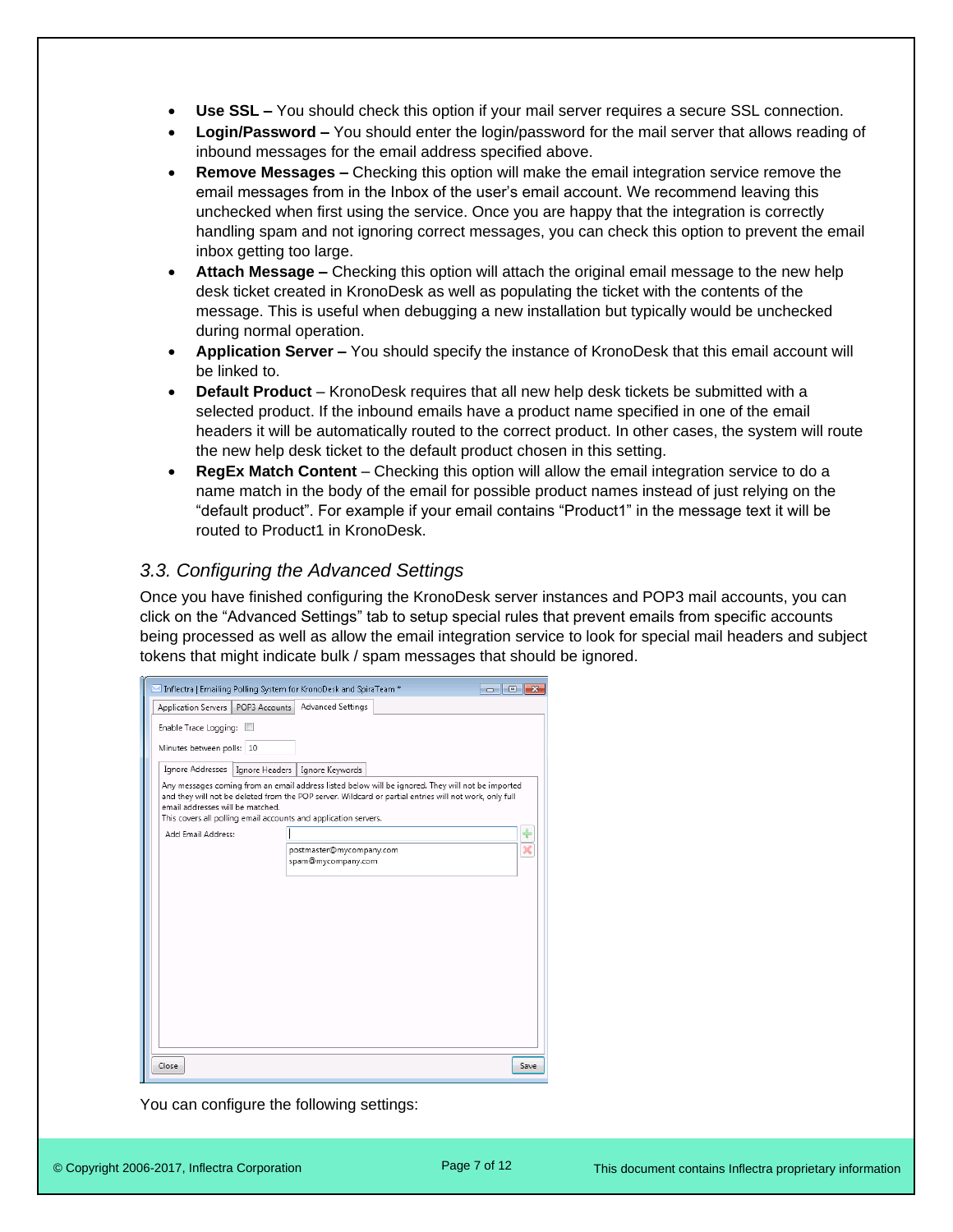- **Use SSL –** You should check this option if your mail server requires a secure SSL connection.
- **Login/Password –** You should enter the login/password for the mail server that allows reading of inbound messages for the email address specified above.
- **Remove Messages –** Checking this option will make the email integration service remove the email messages from in the Inbox of the user's email account. We recommend leaving this unchecked when first using the service. Once you are happy that the integration is correctly handling spam and not ignoring correct messages, you can check this option to prevent the email inbox getting too large.
- **Attach Message –** Checking this option will attach the original email message to the new help desk ticket created in KronoDesk as well as populating the ticket with the contents of the message. This is useful when debugging a new installation but typically would be unchecked during normal operation.
- **Application Server –** You should specify the instance of KronoDesk that this email account will be linked to.
- **Default Product** – KronoDesk requires that all new help desk tickets be submitted with a selected product. If the inbound emails have a product name specified in one of the email headers it will be automatically routed to the correct product. In other cases, the system will route the new help desk ticket to the default product chosen in this setting.
- **RegEx Match Content** – Checking this option will allow the email integration service to do a name match in the body of the email for possible product names instead of just relying on the "default product". For example if your email contains "Product1" in the message text it will be routed to Product1 in KronoDesk.

### *3.3. Configuring the Advanced Settings*

Once you have finished configuring the KronoDesk server instances and POP3 mail accounts, you can click on the "Advanced Settings" tab to setup special rules that prevent emails from specific accounts being processed as well as allow the email integration service to look for special mail headers and subject tokens that might indicate bulk / spam messages that should be ignored.

You can configure the following settings: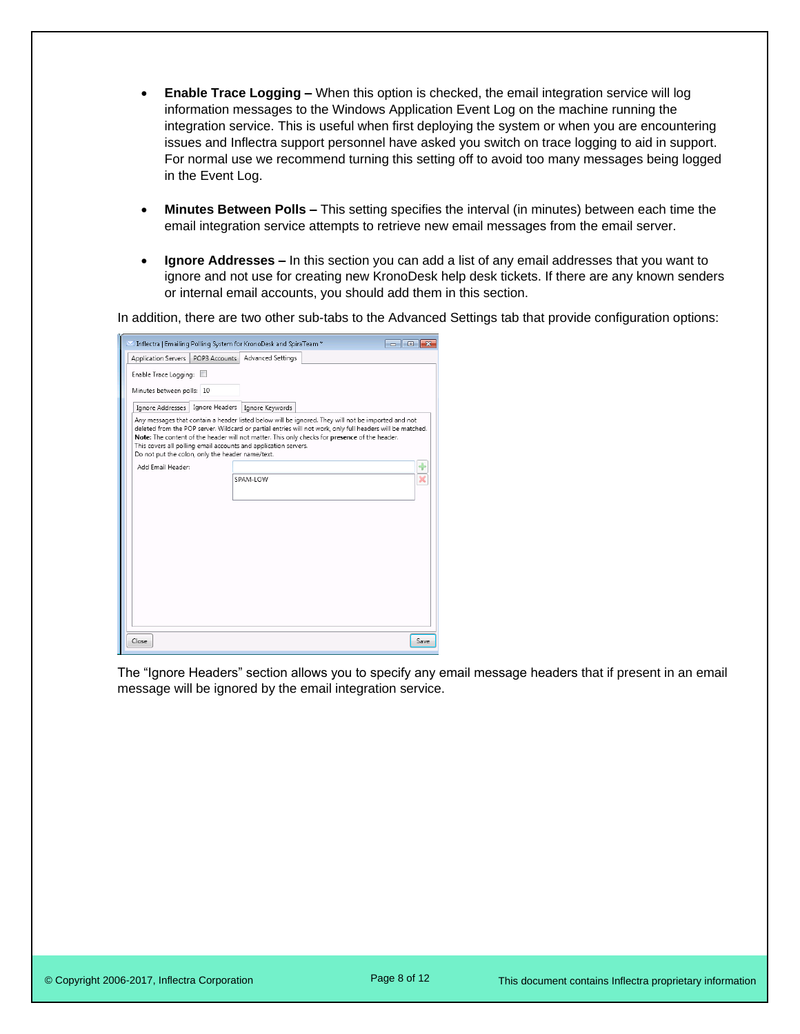- **Enable Trace Logging –** When this option is checked, the email integration service will log information messages to the Windows Application Event Log on the machine running the integration service. This is useful when first deploying the system or when you are encountering issues and Inflectra support personnel have asked you switch on trace logging to aid in support. For normal use we recommend turning this setting off to avoid too many messages being logged in the Event Log.

- **Minutes Between Polls –** This setting specifies the interval (in minutes) between each time the email integration service attempts to retrieve new email messages from the email server.

- **Ignore Addresses –** In this section you can add a list of any email addresses that you want to ignore and not use for creating new KronoDesk help desk tickets. If there are any known senders or internal email accounts, you should add them in this section.

In addition, there are two other sub-tabs to the Advanced Settings tab that provide configuration options:

The "Ignore Headers" section allows you to specify any email message headers that if present in an email message will be ignored by the email integration service.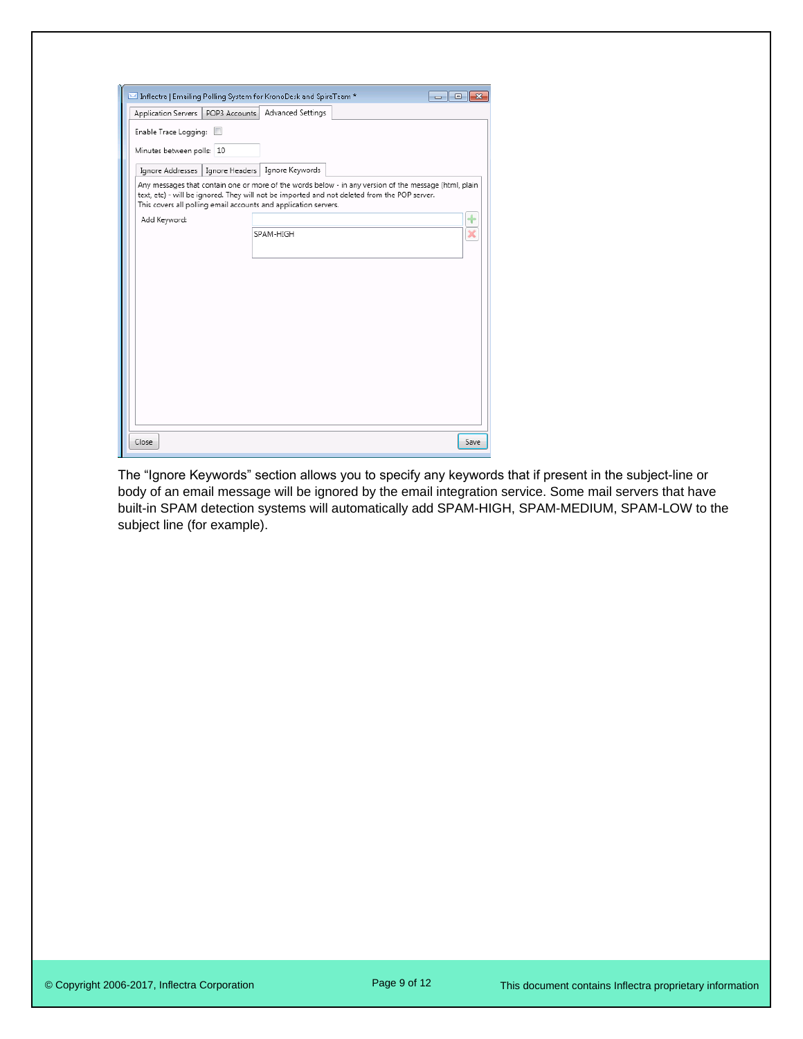The "Ignore Keywords" section allows you to specify any keywords that if present in the subject-line or body of an email message will be ignored by the email integration service. Some mail servers that have built-in SPAM detection systems will automatically add SPAM-HIGH, SPAM-MEDIUM, SPAM-LOW to the subject line (for example).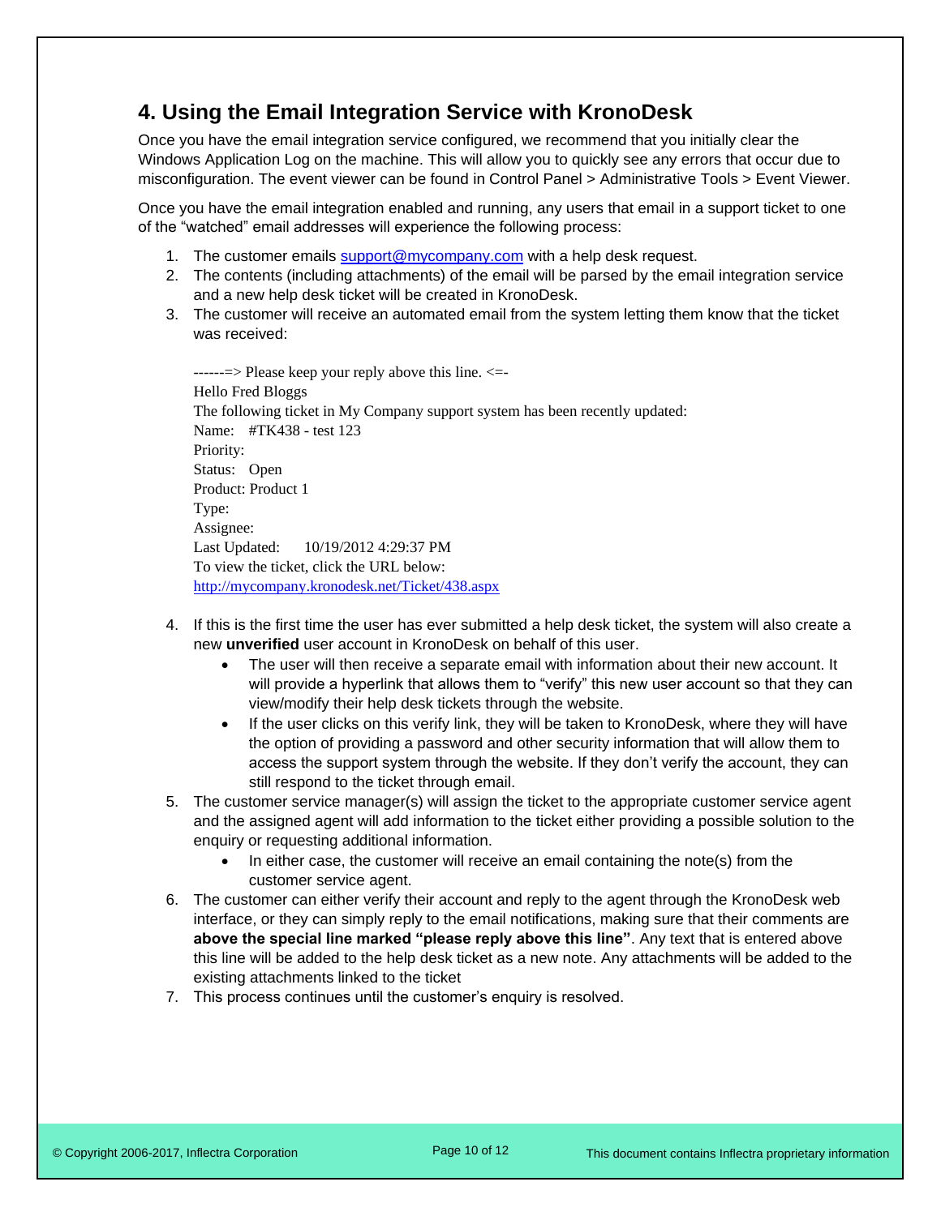## 4. Using the Email Integration Service with KronoDesk

Once you have the email integration service configured, we recommend that you initially clear the Windows Application Log on the machine. This will allow you to quickly see any errors that occur due to misconfiguration. The event viewer can be found in Control Panel > Administrative Tools > Event Viewer.

Once you have the email integration enabled and running, any users that email in a support ticket to one of the "watched" email addresses will experience the following process:

1. The customer emails support@mycompany.com with a help desk request.
2. The contents (including attachments) of the email will be parsed by the email integration service and a new help desk ticket will be created in KronoDesk.
3. The customer will receive an automated email from the system letting them know that the ticket was received:

   ------=> Please keep your reply above this line. <=-
   Hello Fred Bloggs
   The following ticket in My Company support system has been recently updated:
   Name: #TK438 - test 123
   Priority:
   Status: Open
   Product: Product 1
   Type:
   Assignee:
   Last Updated: 10/19/2012 4:29:37 PM
   To view the ticket, click the URL below:
   http://mycompany.kronodesk.net/Ticket/438.aspx

4. If this is the first time the user has ever submitted a help desk ticket, the system will also create a new **unverified** user account in KronoDesk on behalf of this user.
   - The user will then receive a separate email with information about their new account. It will provide a hyperlink that allows them to "verify" this new user account so that they can view/modify their help desk tickets through the website.
   - If the user clicks on this verify link, they will be taken to KronoDesk, where they will have the option of providing a password and other security information that will allow them to access the support system through the website. If they don't verify the account, they can still respond to the ticket through email.
5. The customer service manager(s) will assign the ticket to the appropriate customer service agent and the assigned agent will add information to the ticket either providing a possible solution to the enquiry or requesting additional information.
   - In either case, the customer will receive an email containing the note(s) from the customer service agent.
6. The customer can either verify their account and reply to the agent through the KronoDesk web interface, or they can simply reply to the email notifications, making sure that their comments are **above the special line marked "please reply above this line"**. Any text that is entered above this line will be added to the help desk ticket as a new note. Any attachments will be added to the existing attachments linked to the ticket
7. This process continues until the customer's enquiry is resolved.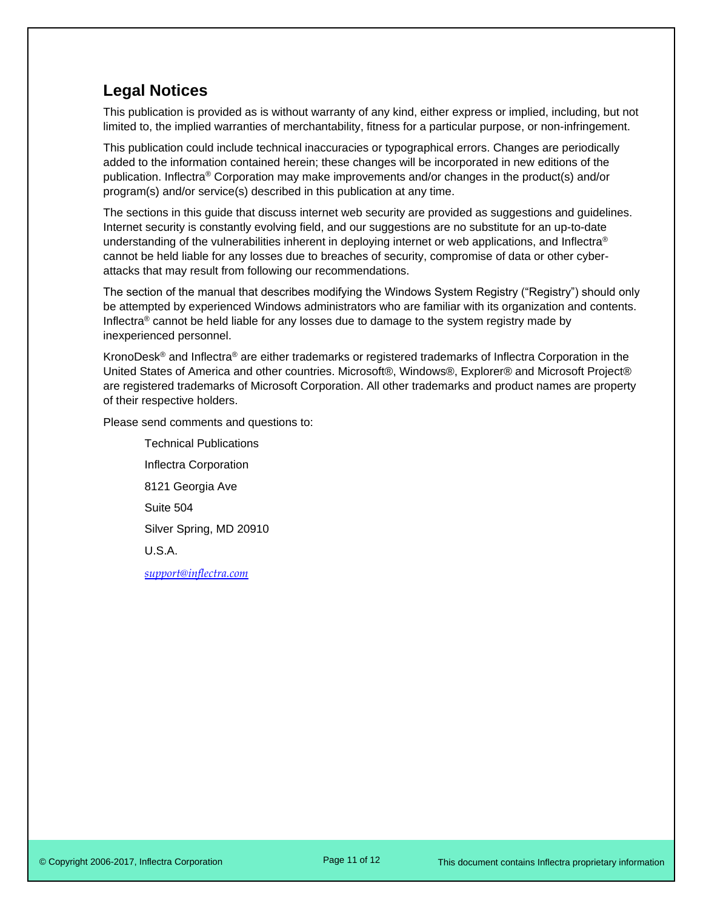## Legal Notices

This publication is provided as is without warranty of any kind, either express or implied, including, but not limited to, the implied warranties of merchantability, fitness for a particular purpose, or non-infringement.

This publication could include technical inaccuracies or typographical errors. Changes are periodically added to the information contained herein; these changes will be incorporated in new editions of the publication. Inflectra® Corporation may make improvements and/or changes in the product(s) and/or program(s) and/or service(s) described in this publication at any time.

The sections in this guide that discuss internet web security are provided as suggestions and guidelines. Internet security is constantly evolving field, and our suggestions are no substitute for an up-to-date understanding of the vulnerabilities inherent in deploying internet or web applications, and Inflectra® cannot be held liable for any losses due to breaches of security, compromise of data or other cyber-attacks that may result from following our recommendations.

The section of the manual that describes modifying the Windows System Registry ("Registry") should only be attempted by experienced Windows administrators who are familiar with its organization and contents. Inflectra® cannot be held liable for any losses due to damage to the system registry made by inexperienced personnel.

KronoDesk® and Inflectra® are either trademarks or registered trademarks of Inflectra Corporation in the United States of America and other countries. Microsoft®, Windows®, Explorer® and Microsoft Project® are registered trademarks of Microsoft Corporation. All other trademarks and product names are property of their respective holders.

Please send comments and questions to:

Technical Publications

Inflectra Corporation

8121 Georgia Ave

Suite 504

Silver Spring, MD 20910

U.S.A.

*support@inflectra.com*